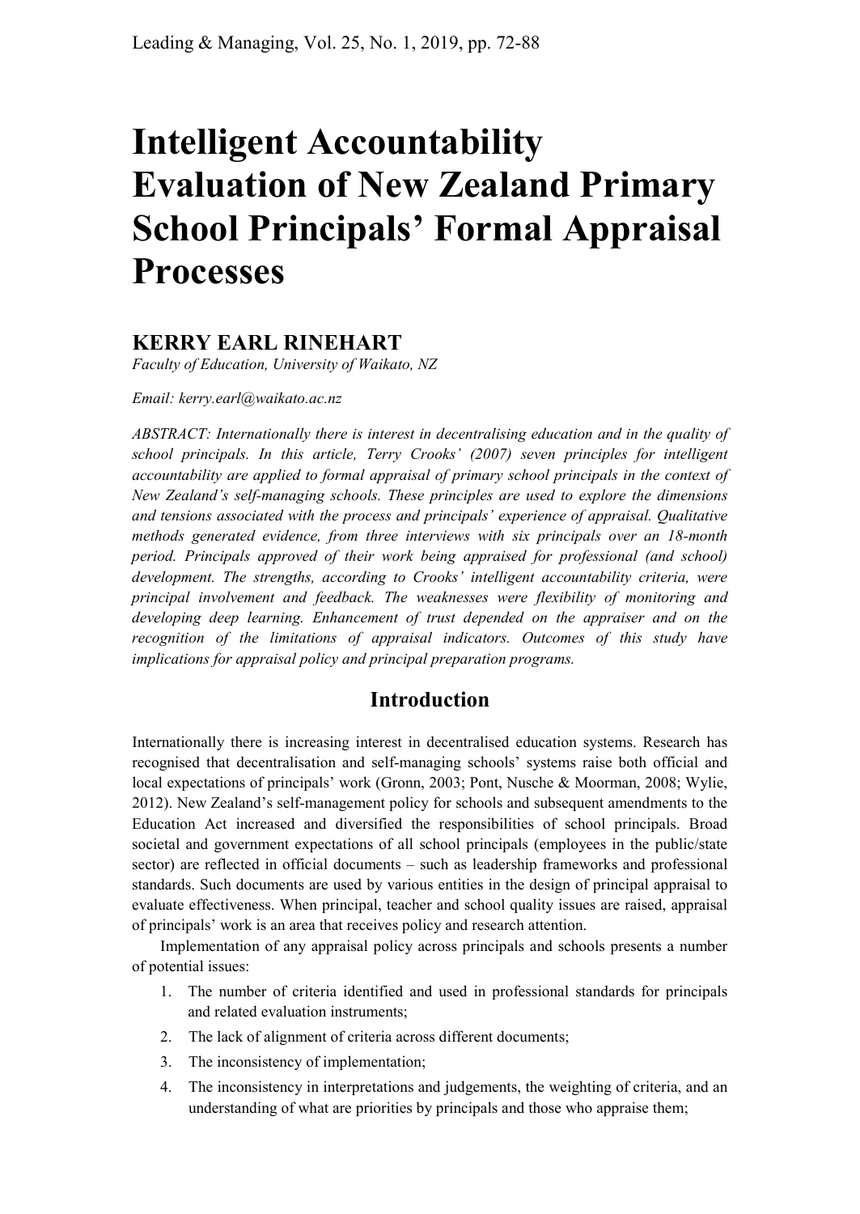# Intelligent Accountability Evaluation of New Zealand Primary School Principals' Formal Appraisal Processes

**KERRY EARL RINEHART**

*Faculty of Education, University of Waikato, NZ*

*Email: kerry.earl@waikato.ac.nz*

*ABSTRACT: Internationally there is interest in decentralising education and in the quality of school principals. In this article, Terry Crooks' (2007) seven principles for intelligent accountability are applied to formal appraisal of primary school principals in the context of New Zealand's self-managing schools. These principles are used to explore the dimensions and tensions associated with the process and principals' experience of appraisal. Qualitative methods generated evidence, from three interviews with six principals over an 18-month period. Principals approved of their work being appraised for professional (and school) development. The strengths, according to Crooks' intelligent accountability criteria, were principal involvement and feedback. The weaknesses were flexibility of monitoring and developing deep learning. Enhancement of trust depended on the appraiser and on the recognition of the limitations of appraisal indicators. Outcomes of this study have implications for appraisal policy and principal preparation programs.*

## Introduction

Internationally there is increasing interest in decentralised education systems. Research has recognised that decentralisation and self-managing schools' systems raise both official and local expectations of principals' work (Gronn, 2003; Pont, Nusche & Moorman, 2008; Wylie, 2012). New Zealand's self-management policy for schools and subsequent amendments to the Education Act increased and diversified the responsibilities of school principals. Broad societal and government expectations of all school principals (employees in the public/state sector) are reflected in official documents – such as leadership frameworks and professional standards. Such documents are used by various entities in the design of principal appraisal to evaluate effectiveness. When principal, teacher and school quality issues are raised, appraisal of principals' work is an area that receives policy and research attention.

Implementation of any appraisal policy across principals and schools presents a number of potential issues:

1. The number of criteria identified and used in professional standards for principals and related evaluation instruments;
2. The lack of alignment of criteria across different documents;
3. The inconsistency of implementation;
4. The inconsistency in interpretations and judgements, the weighting of criteria, and an understanding of what are priorities by principals and those who appraise them;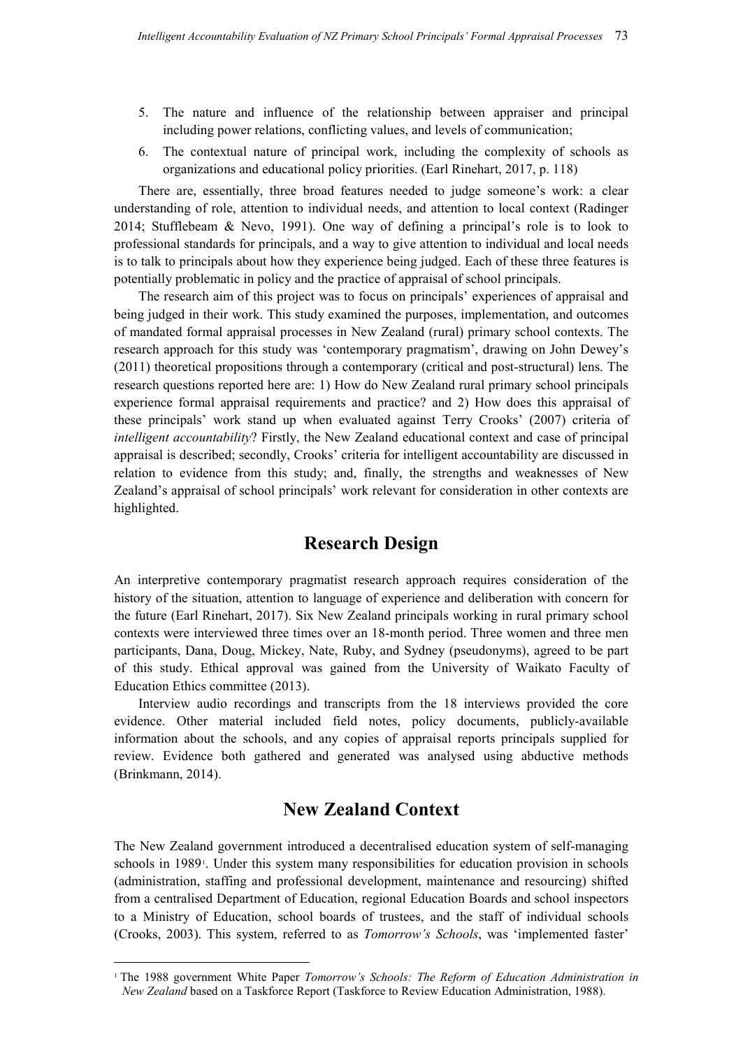5. The nature and influence of the relationship between appraiser and principal including power relations, conflicting values, and levels of communication;
6. The contextual nature of principal work, including the complexity of schools as organizations and educational policy priorities. (Earl Rinehart, 2017, p. 118)

There are, essentially, three broad features needed to judge someone's work: a clear understanding of role, attention to individual needs, and attention to local context (Radinger 2014; Stufflebeam & Nevo, 1991). One way of defining a principal's role is to look to professional standards for principals, and a way to give attention to individual and local needs is to talk to principals about how they experience being judged. Each of these three features is potentially problematic in policy and the practice of appraisal of school principals.

The research aim of this project was to focus on principals' experiences of appraisal and being judged in their work. This study examined the purposes, implementation, and outcomes of mandated formal appraisal processes in New Zealand (rural) primary school contexts. The research approach for this study was 'contemporary pragmatism', drawing on John Dewey's (2011) theoretical propositions through a contemporary (critical and post-structural) lens. The research questions reported here are: 1) How do New Zealand rural primary school principals experience formal appraisal requirements and practice? and 2) How does this appraisal of these principals' work stand up when evaluated against Terry Crooks' (2007) criteria of *intelligent accountability*? Firstly, the New Zealand educational context and case of principal appraisal is described; secondly, Crooks' criteria for intelligent accountability are discussed in relation to evidence from this study; and, finally, the strengths and weaknesses of New Zealand's appraisal of school principals' work relevant for consideration in other contexts are highlighted.

## Research Design

An interpretive contemporary pragmatist research approach requires consideration of the history of the situation, attention to language of experience and deliberation with concern for the future (Earl Rinehart, 2017). Six New Zealand principals working in rural primary school contexts were interviewed three times over an 18-month period. Three women and three men participants, Dana, Doug, Mickey, Nate, Ruby, and Sydney (pseudonyms), agreed to be part of this study. Ethical approval was gained from the University of Waikato Faculty of Education Ethics committee (2013).

Interview audio recordings and transcripts from the 18 interviews provided the core evidence. Other material included field notes, policy documents, publicly-available information about the schools, and any copies of appraisal reports principals supplied for review. Evidence both gathered and generated was analysed using abductive methods (Brinkmann, 2014).

## New Zealand Context

The New Zealand government introduced a decentralised education system of self-managing schools in 1989[1]. Under this system many responsibilities for education provision in schools (administration, staffing and professional development, maintenance and resourcing) shifted from a centralised Department of Education, regional Education Boards and school inspectors to a Ministry of Education, school boards of trustees, and the staff of individual schools (Crooks, 2003). This system, referred to as *Tomorrow's Schools*, was 'implemented faster'

[1] The 1988 government White Paper *Tomorrow's Schools: The Reform of Education Administration in New Zealand* based on a Taskforce Report (Taskforce to Review Education Administration, 1988).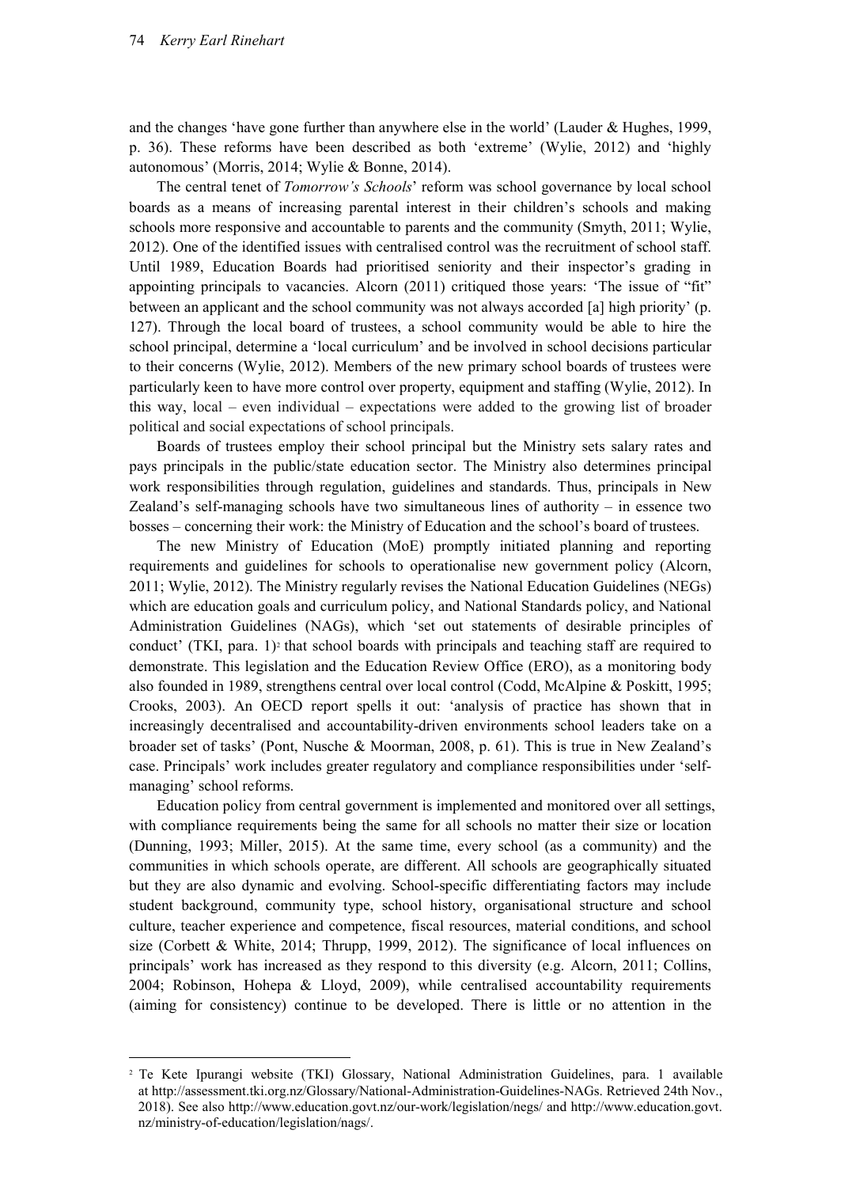and the changes 'have gone further than anywhere else in the world' (Lauder & Hughes, 1999, p. 36). These reforms have been described as both 'extreme' (Wylie, 2012) and 'highly autonomous' (Morris, 2014; Wylie & Bonne, 2014).

The central tenet of *Tomorrow's Schools*' reform was school governance by local school boards as a means of increasing parental interest in their children's schools and making schools more responsive and accountable to parents and the community (Smyth, 2011; Wylie, 2012). One of the identified issues with centralised control was the recruitment of school staff. Until 1989, Education Boards had prioritised seniority and their inspector's grading in appointing principals to vacancies. Alcorn (2011) critiqued those years: 'The issue of "fit" between an applicant and the school community was not always accorded [a] high priority' (p. 127). Through the local board of trustees, a school community would be able to hire the school principal, determine a 'local curriculum' and be involved in school decisions particular to their concerns (Wylie, 2012). Members of the new primary school boards of trustees were particularly keen to have more control over property, equipment and staffing (Wylie, 2012). In this way, local – even individual – expectations were added to the growing list of broader political and social expectations of school principals.

Boards of trustees employ their school principal but the Ministry sets salary rates and pays principals in the public/state education sector. The Ministry also determines principal work responsibilities through regulation, guidelines and standards. Thus, principals in New Zealand's self-managing schools have two simultaneous lines of authority – in essence two bosses – concerning their work: the Ministry of Education and the school's board of trustees.

The new Ministry of Education (MoE) promptly initiated planning and reporting requirements and guidelines for schools to operationalise new government policy (Alcorn, 2011; Wylie, 2012). The Ministry regularly revises the National Education Guidelines (NEGs) which are education goals and curriculum policy, and National Standards policy, and National Administration Guidelines (NAGs), which 'set out statements of desirable principles of conduct' (TKI, para. 1)[2] that school boards with principals and teaching staff are required to demonstrate. This legislation and the Education Review Office (ERO), as a monitoring body also founded in 1989, strengthens central over local control (Codd, McAlpine & Poskitt, 1995; Crooks, 2003). An OECD report spells it out: 'analysis of practice has shown that in increasingly decentralised and accountability-driven environments school leaders take on a broader set of tasks' (Pont, Nusche & Moorman, 2008, p. 61). This is true in New Zealand's case. Principals' work includes greater regulatory and compliance responsibilities under 'self-managing' school reforms.

Education policy from central government is implemented and monitored over all settings, with compliance requirements being the same for all schools no matter their size or location (Dunning, 1993; Miller, 2015). At the same time, every school (as a community) and the communities in which schools operate, are different. All schools are geographically situated but they are also dynamic and evolving. School-specific differentiating factors may include student background, community type, school history, organisational structure and school culture, teacher experience and competence, fiscal resources, material conditions, and school size (Corbett & White, 2014; Thrupp, 1999, 2012). The significance of local influences on principals' work has increased as they respond to this diversity (e.g. Alcorn, 2011; Collins, 2004; Robinson, Hohepa & Lloyd, 2009), while centralised accountability requirements (aiming for consistency) continue to be developed. There is little or no attention in the

---

[2] Te Kete Ipurangi website (TKI) Glossary, National Administration Guidelines, para. 1 available at http://assessment.tki.org.nz/Glossary/National-Administration-Guidelines-NAGs. Retrieved 24th Nov., 2018). See also http://www.education.govt.nz/our-work/legislation/negs/ and http://www.education.govt.nz/ministry-of-education/legislation/nags/.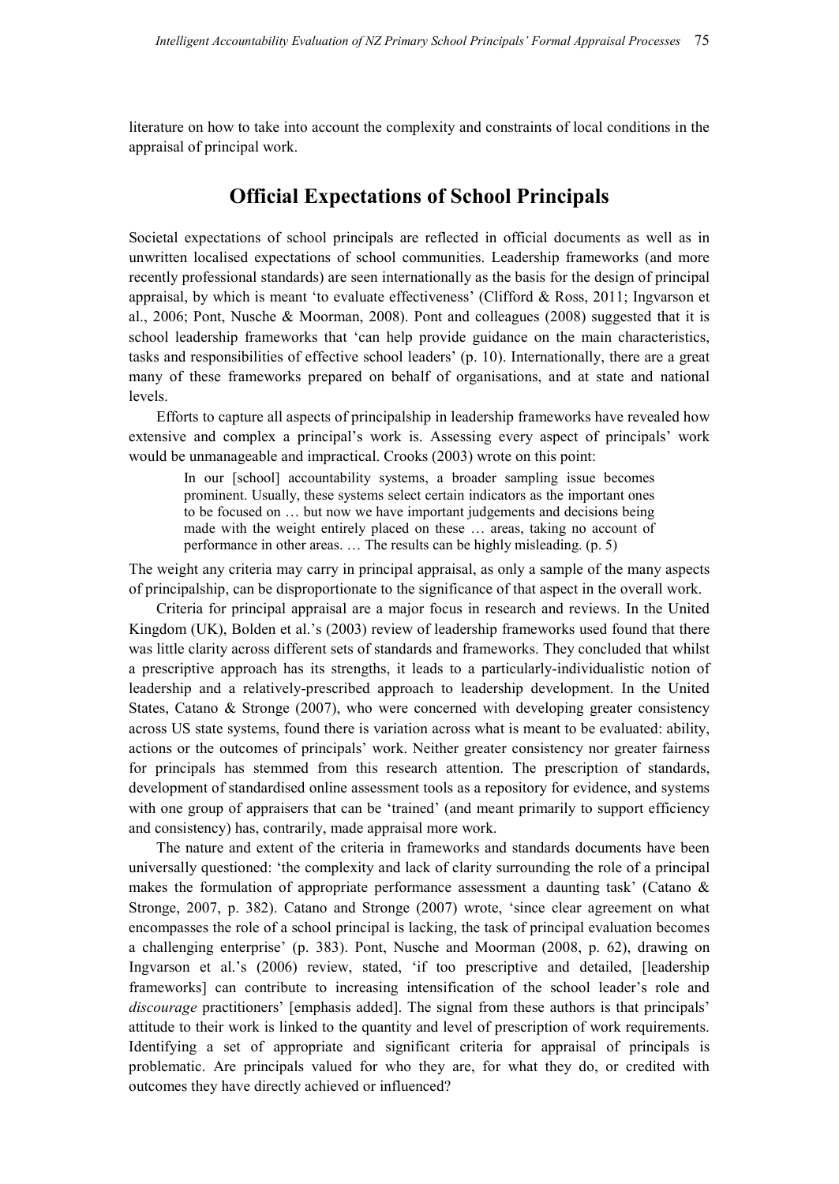literature on how to take into account the complexity and constraints of local conditions in the appraisal of principal work.

## Official Expectations of School Principals

Societal expectations of school principals are reflected in official documents as well as in unwritten localised expectations of school communities. Leadership frameworks (and more recently professional standards) are seen internationally as the basis for the design of principal appraisal, by which is meant 'to evaluate effectiveness' (Clifford & Ross, 2011; Ingvarson et al., 2006; Pont, Nusche & Moorman, 2008). Pont and colleagues (2008) suggested that it is school leadership frameworks that 'can help provide guidance on the main characteristics, tasks and responsibilities of effective school leaders' (p. 10). Internationally, there are a great many of these frameworks prepared on behalf of organisations, and at state and national levels.

Efforts to capture all aspects of principalship in leadership frameworks have revealed how extensive and complex a principal's work is. Assessing every aspect of principals' work would be unmanageable and impractical. Crooks (2003) wrote on this point:

> In our [school] accountability systems, a broader sampling issue becomes prominent. Usually, these systems select certain indicators as the important ones to be focused on … but now we have important judgements and decisions being made with the weight entirely placed on these … areas, taking no account of performance in other areas. … The results can be highly misleading. (p. 5)

The weight any criteria may carry in principal appraisal, as only a sample of the many aspects of principalship, can be disproportionate to the significance of that aspect in the overall work.

Criteria for principal appraisal are a major focus in research and reviews. In the United Kingdom (UK), Bolden et al.'s (2003) review of leadership frameworks used found that there was little clarity across different sets of standards and frameworks. They concluded that whilst a prescriptive approach has its strengths, it leads to a particularly-individualistic notion of leadership and a relatively-prescribed approach to leadership development. In the United States, Catano & Stronge (2007), who were concerned with developing greater consistency across US state systems, found there is variation across what is meant to be evaluated: ability, actions or the outcomes of principals' work. Neither greater consistency nor greater fairness for principals has stemmed from this research attention. The prescription of standards, development of standardised online assessment tools as a repository for evidence, and systems with one group of appraisers that can be 'trained' (and meant primarily to support efficiency and consistency) has, contrarily, made appraisal more work.

The nature and extent of the criteria in frameworks and standards documents have been universally questioned: 'the complexity and lack of clarity surrounding the role of a principal makes the formulation of appropriate performance assessment a daunting task' (Catano & Stronge, 2007, p. 382). Catano and Stronge (2007) wrote, 'since clear agreement on what encompasses the role of a school principal is lacking, the task of principal evaluation becomes a challenging enterprise' (p. 383). Pont, Nusche and Moorman (2008, p. 62), drawing on Ingvarson et al.'s (2006) review, stated, 'if too prescriptive and detailed, [leadership frameworks] can contribute to increasing intensification of the school leader's role and *discourage* practitioners' [emphasis added]. The signal from these authors is that principals' attitude to their work is linked to the quantity and level of prescription of work requirements. Identifying a set of appropriate and significant criteria for appraisal of principals is problematic. Are principals valued for who they are, for what they do, or credited with outcomes they have directly achieved or influenced?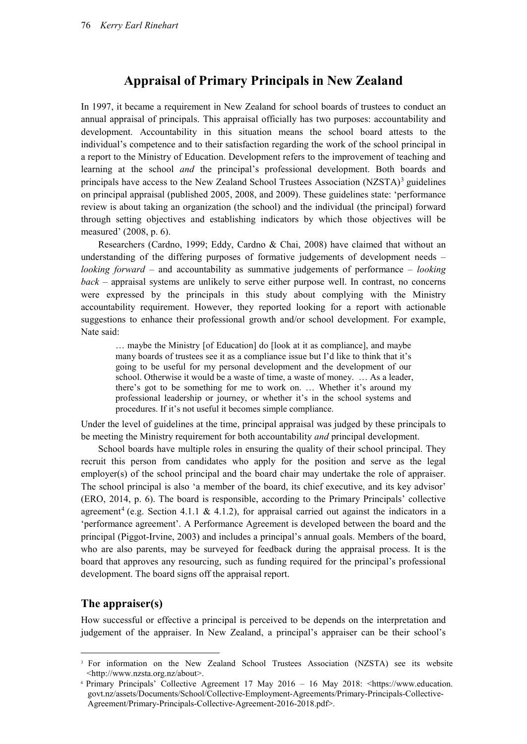## Appraisal of Primary Principals in New Zealand

In 1997, it became a requirement in New Zealand for school boards of trustees to conduct an annual appraisal of principals. This appraisal officially has two purposes: accountability and development. Accountability in this situation means the school board attests to the individual's competence and to their satisfaction regarding the work of the school principal in a report to the Ministry of Education. Development refers to the improvement of teaching and learning at the school *and* the principal's professional development. Both boards and principals have access to the New Zealand School Trustees Association (NZSTA)[3] guidelines on principal appraisal (published 2005, 2008, and 2009). These guidelines state: 'performance review is about taking an organization (the school) and the individual (the principal) forward through setting objectives and establishing indicators by which those objectives will be measured' (2008, p. 6).

Researchers (Cardno, 1999; Eddy, Cardno & Chai, 2008) have claimed that without an understanding of the differing purposes of formative judgements of development needs – *looking forward* – and accountability as summative judgements of performance – *looking back* – appraisal systems are unlikely to serve either purpose well. In contrast, no concerns were expressed by the principals in this study about complying with the Ministry accountability requirement. However, they reported looking for a report with actionable suggestions to enhance their professional growth and/or school development. For example, Nate said:

> … maybe the Ministry [of Education] do [look at it as compliance], and maybe many boards of trustees see it as a compliance issue but I'd like to think that it's going to be useful for my personal development and the development of our school. Otherwise it would be a waste of time, a waste of money. … As a leader, there's got to be something for me to work on. … Whether it's around my professional leadership or journey, or whether it's in the school systems and procedures. If it's not useful it becomes simple compliance.

Under the level of guidelines at the time, principal appraisal was judged by these principals to be meeting the Ministry requirement for both accountability *and* principal development.

School boards have multiple roles in ensuring the quality of their school principal. They recruit this person from candidates who apply for the position and serve as the legal employer(s) of the school principal and the board chair may undertake the role of appraiser. The school principal is also 'a member of the board, its chief executive, and its key advisor' (ERO, 2014, p. 6). The board is responsible, according to the Primary Principals' collective agreement[4] (e.g. Section 4.1.1 & 4.1.2), for appraisal carried out against the indicators in a 'performance agreement'. A Performance Agreement is developed between the board and the principal (Piggot-Irvine, 2003) and includes a principal's annual goals. Members of the board, who are also parents, may be surveyed for feedback during the appraisal process. It is the board that approves any resourcing, such as funding required for the principal's professional development. The board signs off the appraisal report.

### The appraiser(s)

How successful or effective a principal is perceived to be depends on the interpretation and judgement of the appraiser. In New Zealand, a principal's appraiser can be their school's

---

[3] For information on the New Zealand School Trustees Association (NZSTA) see its website <http://www.nzsta.org.nz/about>.

[4] Primary Principals' Collective Agreement 17 May 2016 – 16 May 2018: <https://www.education.govt.nz/assets/Documents/School/Collective-Employment-Agreements/Primary-Principals-Collective-Agreement/Primary-Principals-Collective-Agreement-2016-2018.pdf>.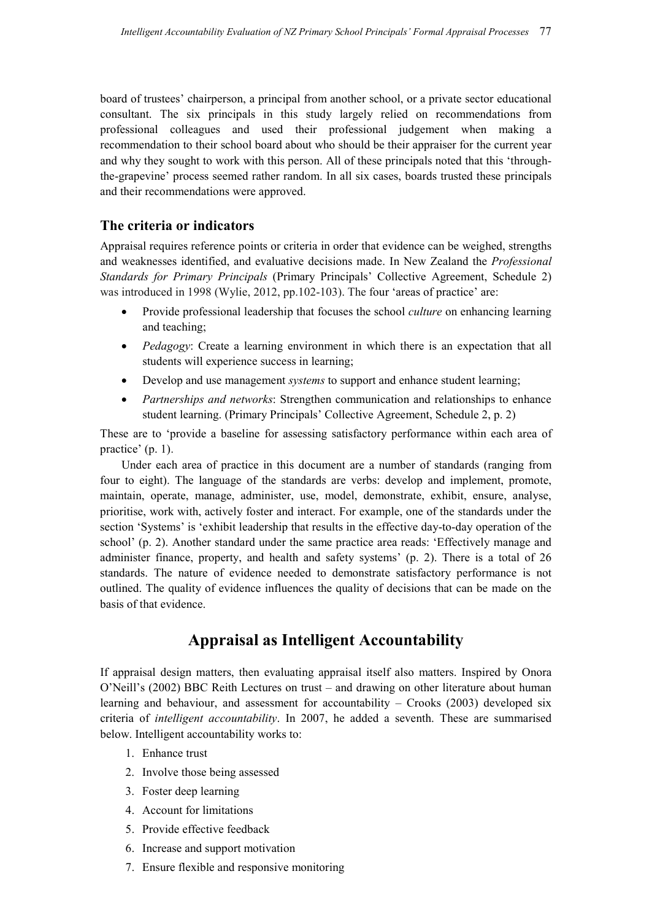board of trustees' chairperson, a principal from another school, or a private sector educational consultant. The six principals in this study largely relied on recommendations from professional colleagues and used their professional judgement when making a recommendation to their school board about who should be their appraiser for the current year and why they sought to work with this person. All of these principals noted that this 'through-the-grapevine' process seemed rather random. In all six cases, boards trusted these principals and their recommendations were approved.

### The criteria or indicators

Appraisal requires reference points or criteria in order that evidence can be weighed, strengths and weaknesses identified, and evaluative decisions made. In New Zealand the *Professional Standards for Primary Principals* (Primary Principals' Collective Agreement, Schedule 2) was introduced in 1998 (Wylie, 2012, pp.102-103). The four 'areas of practice' are:

- Provide professional leadership that focuses the school *culture* on enhancing learning and teaching;
- *Pedagogy*: Create a learning environment in which there is an expectation that all students will experience success in learning;
- Develop and use management *systems* to support and enhance student learning;
- *Partnerships and networks*: Strengthen communication and relationships to enhance student learning. (Primary Principals' Collective Agreement, Schedule 2, p. 2)

These are to 'provide a baseline for assessing satisfactory performance within each area of practice' (p. 1).

Under each area of practice in this document are a number of standards (ranging from four to eight). The language of the standards are verbs: develop and implement, promote, maintain, operate, manage, administer, use, model, demonstrate, exhibit, ensure, analyse, prioritise, work with, actively foster and interact. For example, one of the standards under the section 'Systems' is 'exhibit leadership that results in the effective day-to-day operation of the school' (p. 2). Another standard under the same practice area reads: 'Effectively manage and administer finance, property, and health and safety systems' (p. 2). There is a total of 26 standards. The nature of evidence needed to demonstrate satisfactory performance is not outlined. The quality of evidence influences the quality of decisions that can be made on the basis of that evidence.

## Appraisal as Intelligent Accountability

If appraisal design matters, then evaluating appraisal itself also matters. Inspired by Onora O'Neill's (2002) BBC Reith Lectures on trust – and drawing on other literature about human learning and behaviour, and assessment for accountability – Crooks (2003) developed six criteria of *intelligent accountability*. In 2007, he added a seventh. These are summarised below. Intelligent accountability works to:

1. Enhance trust
2. Involve those being assessed
3. Foster deep learning
4. Account for limitations
5. Provide effective feedback
6. Increase and support motivation
7. Ensure flexible and responsive monitoring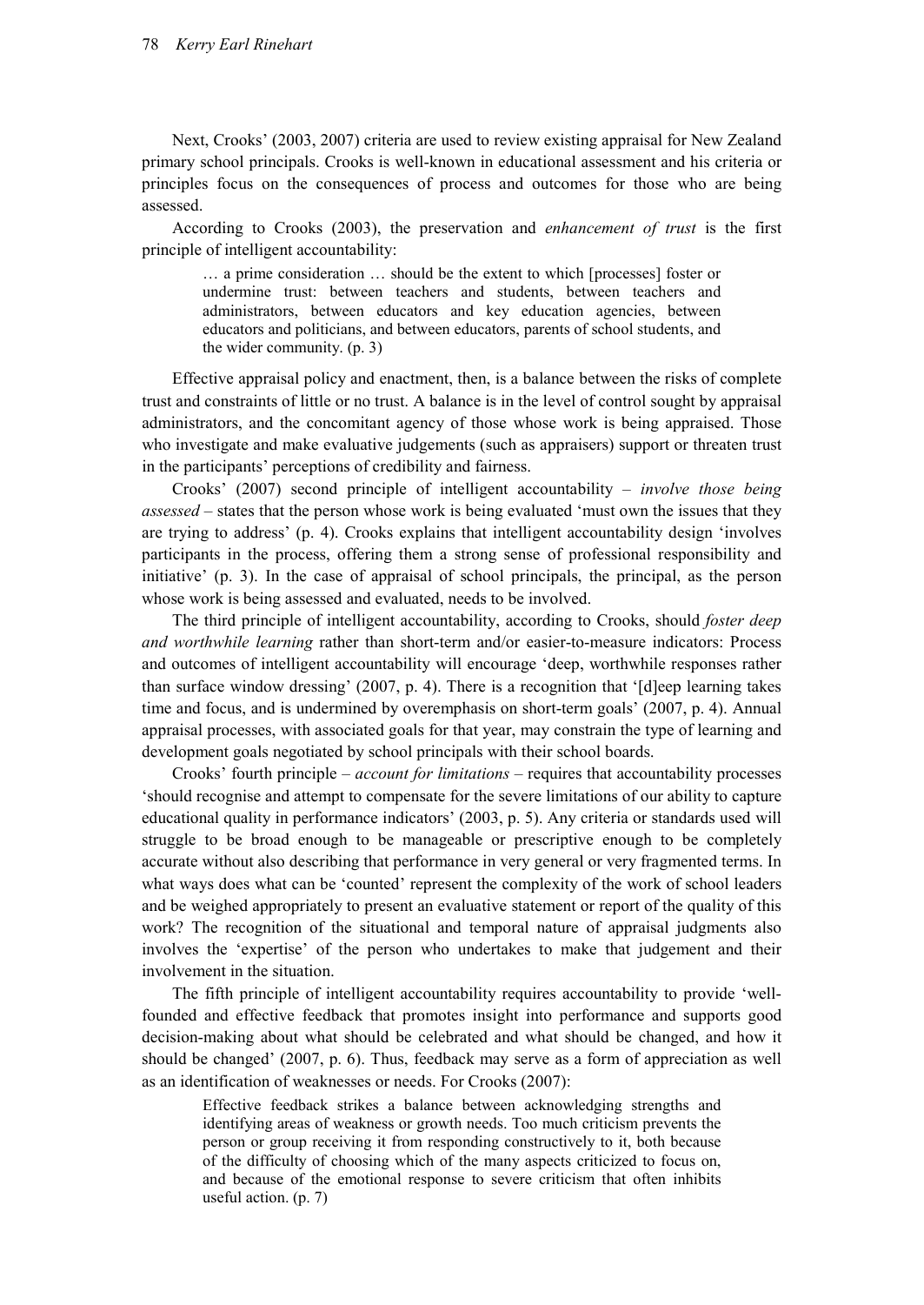Next, Crooks' (2003, 2007) criteria are used to review existing appraisal for New Zealand primary school principals. Crooks is well-known in educational assessment and his criteria or principles focus on the consequences of process and outcomes for those who are being assessed.

According to Crooks (2003), the preservation and *enhancement of trust* is the first principle of intelligent accountability:

> … a prime consideration … should be the extent to which [processes] foster or undermine trust: between teachers and students, between teachers and administrators, between educators and key education agencies, between educators and politicians, and between educators, parents of school students, and the wider community. (p. 3)

Effective appraisal policy and enactment, then, is a balance between the risks of complete trust and constraints of little or no trust. A balance is in the level of control sought by appraisal administrators, and the concomitant agency of those whose work is being appraised. Those who investigate and make evaluative judgements (such as appraisers) support or threaten trust in the participants' perceptions of credibility and fairness.

Crooks' (2007) second principle of intelligent accountability – *involve those being assessed* – states that the person whose work is being evaluated 'must own the issues that they are trying to address' (p. 4). Crooks explains that intelligent accountability design 'involves participants in the process, offering them a strong sense of professional responsibility and initiative' (p. 3). In the case of appraisal of school principals, the principal, as the person whose work is being assessed and evaluated, needs to be involved.

The third principle of intelligent accountability, according to Crooks, should *foster deep and worthwhile learning* rather than short-term and/or easier-to-measure indicators: Process and outcomes of intelligent accountability will encourage 'deep, worthwhile responses rather than surface window dressing' (2007, p. 4). There is a recognition that '[d]eep learning takes time and focus, and is undermined by overemphasis on short-term goals' (2007, p. 4). Annual appraisal processes, with associated goals for that year, may constrain the type of learning and development goals negotiated by school principals with their school boards.

Crooks' fourth principle – *account for limitations* – requires that accountability processes 'should recognise and attempt to compensate for the severe limitations of our ability to capture educational quality in performance indicators' (2003, p. 5). Any criteria or standards used will struggle to be broad enough to be manageable or prescriptive enough to be completely accurate without also describing that performance in very general or very fragmented terms. In what ways does what can be 'counted' represent the complexity of the work of school leaders and be weighed appropriately to present an evaluative statement or report of the quality of this work? The recognition of the situational and temporal nature of appraisal judgments also involves the 'expertise' of the person who undertakes to make that judgement and their involvement in the situation.

The fifth principle of intelligent accountability requires accountability to provide 'well-founded and effective feedback that promotes insight into performance and supports good decision-making about what should be celebrated and what should be changed, and how it should be changed' (2007, p. 6). Thus, feedback may serve as a form of appreciation as well as an identification of weaknesses or needs. For Crooks (2007):

> Effective feedback strikes a balance between acknowledging strengths and identifying areas of weakness or growth needs. Too much criticism prevents the person or group receiving it from responding constructively to it, both because of the difficulty of choosing which of the many aspects criticized to focus on, and because of the emotional response to severe criticism that often inhibits useful action. (p. 7)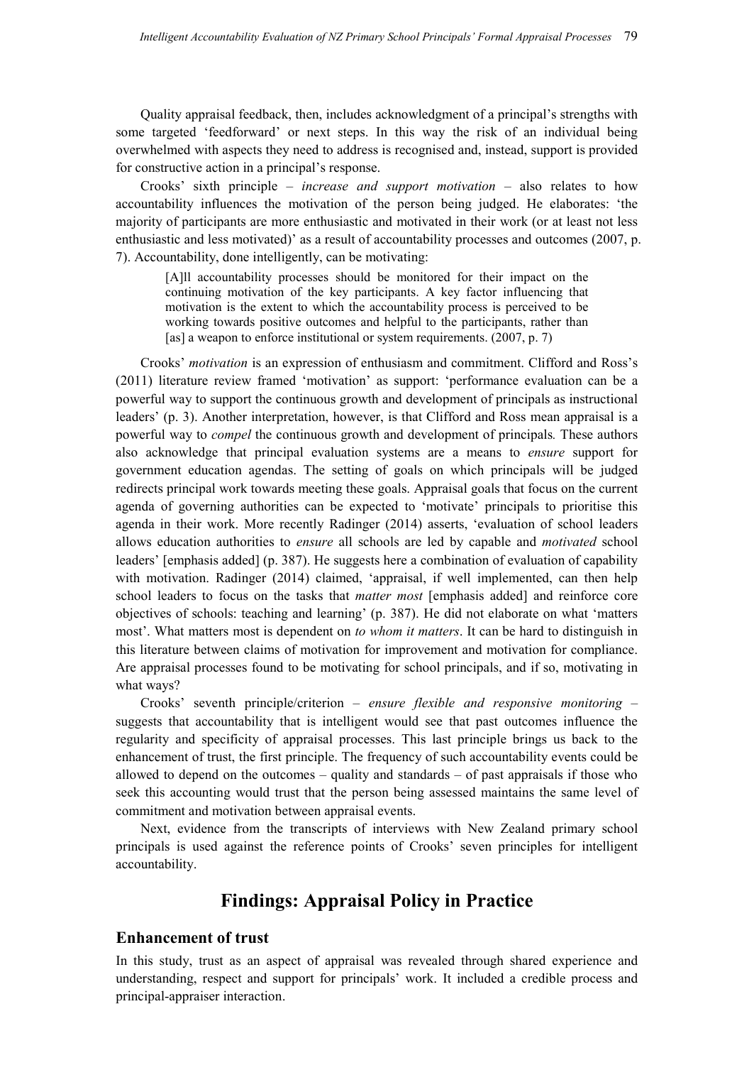Quality appraisal feedback, then, includes acknowledgment of a principal's strengths with some targeted 'feedforward' or next steps. In this way the risk of an individual being overwhelmed with aspects they need to address is recognised and, instead, support is provided for constructive action in a principal's response.

Crooks' sixth principle – *increase and support motivation* – also relates to how accountability influences the motivation of the person being judged. He elaborates: 'the majority of participants are more enthusiastic and motivated in their work (or at least not less enthusiastic and less motivated)' as a result of accountability processes and outcomes (2007, p. 7). Accountability, done intelligently, can be motivating:

> [A]ll accountability processes should be monitored for their impact on the continuing motivation of the key participants. A key factor influencing that motivation is the extent to which the accountability process is perceived to be working towards positive outcomes and helpful to the participants, rather than [as] a weapon to enforce institutional or system requirements. (2007, p. 7)

Crooks' *motivation* is an expression of enthusiasm and commitment. Clifford and Ross's (2011) literature review framed 'motivation' as support: 'performance evaluation can be a powerful way to support the continuous growth and development of principals as instructional leaders' (p. 3). Another interpretation, however, is that Clifford and Ross mean appraisal is a powerful way to *compel* the continuous growth and development of principals*.* These authors also acknowledge that principal evaluation systems are a means to *ensure* support for government education agendas. The setting of goals on which principals will be judged redirects principal work towards meeting these goals. Appraisal goals that focus on the current agenda of governing authorities can be expected to 'motivate' principals to prioritise this agenda in their work. More recently Radinger (2014) asserts, 'evaluation of school leaders allows education authorities to *ensure* all schools are led by capable and *motivated* school leaders' [emphasis added] (p. 387). He suggests here a combination of evaluation of capability with motivation. Radinger (2014) claimed, 'appraisal, if well implemented, can then help school leaders to focus on the tasks that *matter most* [emphasis added] and reinforce core objectives of schools: teaching and learning' (p. 387). He did not elaborate on what 'matters most'. What matters most is dependent on *to whom it matters*. It can be hard to distinguish in this literature between claims of motivation for improvement and motivation for compliance. Are appraisal processes found to be motivating for school principals, and if so, motivating in what ways?

Crooks' seventh principle/criterion – *ensure flexible and responsive monitoring* – suggests that accountability that is intelligent would see that past outcomes influence the regularity and specificity of appraisal processes. This last principle brings us back to the enhancement of trust, the first principle. The frequency of such accountability events could be allowed to depend on the outcomes – quality and standards – of past appraisals if those who seek this accounting would trust that the person being assessed maintains the same level of commitment and motivation between appraisal events.

Next, evidence from the transcripts of interviews with New Zealand primary school principals is used against the reference points of Crooks' seven principles for intelligent accountability.

## Findings: Appraisal Policy in Practice

### Enhancement of trust

In this study, trust as an aspect of appraisal was revealed through shared experience and understanding, respect and support for principals' work. It included a credible process and principal-appraiser interaction.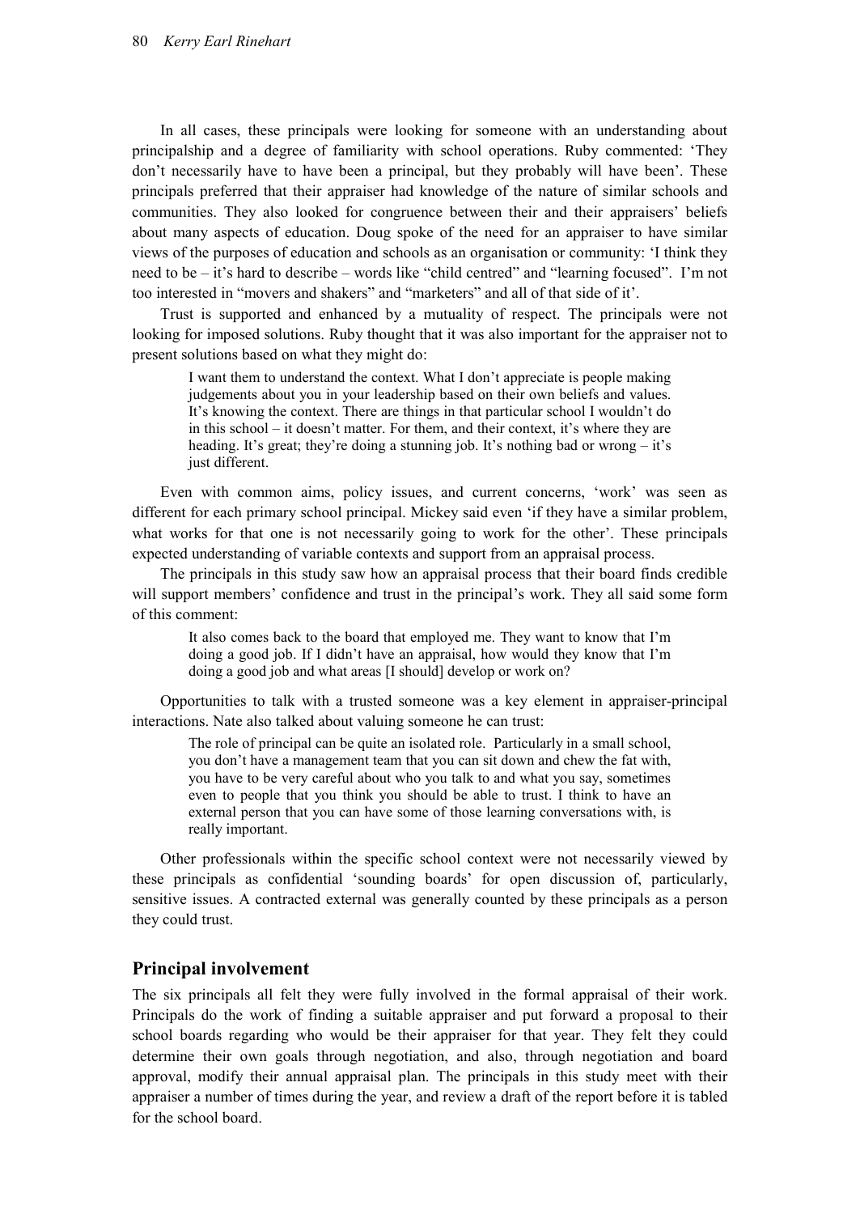In all cases, these principals were looking for someone with an understanding about principalship and a degree of familiarity with school operations. Ruby commented: 'They don't necessarily have to have been a principal, but they probably will have been'. These principals preferred that their appraiser had knowledge of the nature of similar schools and communities. They also looked for congruence between their and their appraisers' beliefs about many aspects of education. Doug spoke of the need for an appraiser to have similar views of the purposes of education and schools as an organisation or community: 'I think they need to be – it's hard to describe – words like "child centred" and "learning focused". I'm not too interested in "movers and shakers" and "marketers" and all of that side of it'.

Trust is supported and enhanced by a mutuality of respect. The principals were not looking for imposed solutions. Ruby thought that it was also important for the appraiser not to present solutions based on what they might do:

> I want them to understand the context. What I don't appreciate is people making judgements about you in your leadership based on their own beliefs and values. It's knowing the context. There are things in that particular school I wouldn't do in this school – it doesn't matter. For them, and their context, it's where they are heading. It's great; they're doing a stunning job. It's nothing bad or wrong – it's just different.

Even with common aims, policy issues, and current concerns, 'work' was seen as different for each primary school principal. Mickey said even 'if they have a similar problem, what works for that one is not necessarily going to work for the other'. These principals expected understanding of variable contexts and support from an appraisal process.

The principals in this study saw how an appraisal process that their board finds credible will support members' confidence and trust in the principal's work. They all said some form of this comment:

> It also comes back to the board that employed me. They want to know that I'm doing a good job. If I didn't have an appraisal, how would they know that I'm doing a good job and what areas [I should] develop or work on?

Opportunities to talk with a trusted someone was a key element in appraiser-principal interactions. Nate also talked about valuing someone he can trust:

> The role of principal can be quite an isolated role. Particularly in a small school, you don't have a management team that you can sit down and chew the fat with, you have to be very careful about who you talk to and what you say, sometimes even to people that you think you should be able to trust. I think to have an external person that you can have some of those learning conversations with, is really important.

Other professionals within the specific school context were not necessarily viewed by these principals as confidential 'sounding boards' for open discussion of, particularly, sensitive issues. A contracted external was generally counted by these principals as a person they could trust.

## Principal involvement

The six principals all felt they were fully involved in the formal appraisal of their work. Principals do the work of finding a suitable appraiser and put forward a proposal to their school boards regarding who would be their appraiser for that year. They felt they could determine their own goals through negotiation, and also, through negotiation and board approval, modify their annual appraisal plan. The principals in this study meet with their appraiser a number of times during the year, and review a draft of the report before it is tabled for the school board.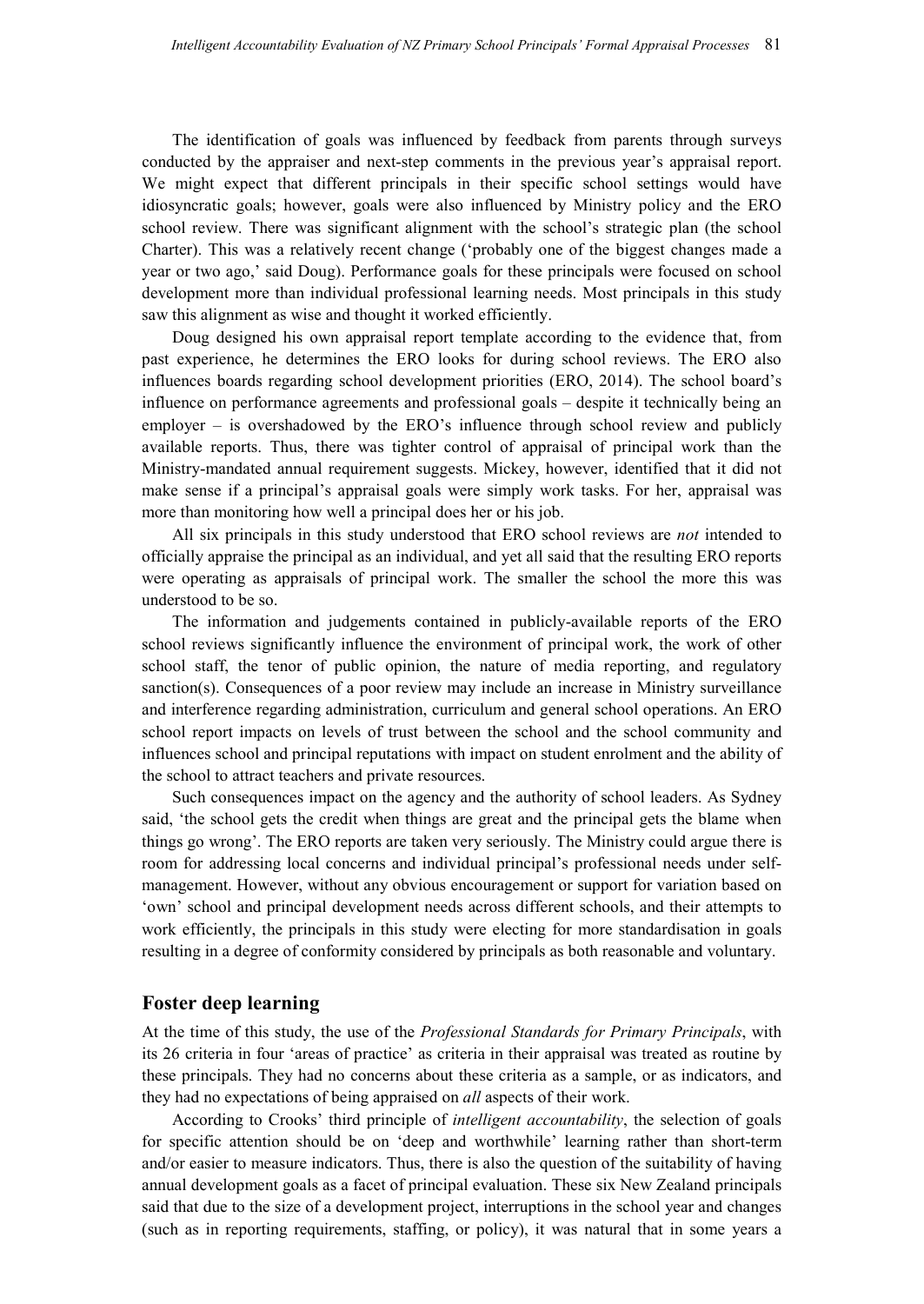The identification of goals was influenced by feedback from parents through surveys conducted by the appraiser and next-step comments in the previous year's appraisal report. We might expect that different principals in their specific school settings would have idiosyncratic goals; however, goals were also influenced by Ministry policy and the ERO school review. There was significant alignment with the school's strategic plan (the school Charter). This was a relatively recent change ('probably one of the biggest changes made a year or two ago,' said Doug). Performance goals for these principals were focused on school development more than individual professional learning needs. Most principals in this study saw this alignment as wise and thought it worked efficiently.

Doug designed his own appraisal report template according to the evidence that, from past experience, he determines the ERO looks for during school reviews. The ERO also influences boards regarding school development priorities (ERO, 2014). The school board's influence on performance agreements and professional goals – despite it technically being an employer – is overshadowed by the ERO's influence through school review and publicly available reports. Thus, there was tighter control of appraisal of principal work than the Ministry-mandated annual requirement suggests. Mickey, however, identified that it did not make sense if a principal's appraisal goals were simply work tasks. For her, appraisal was more than monitoring how well a principal does her or his job.

All six principals in this study understood that ERO school reviews are *not* intended to officially appraise the principal as an individual, and yet all said that the resulting ERO reports were operating as appraisals of principal work. The smaller the school the more this was understood to be so.

The information and judgements contained in publicly-available reports of the ERO school reviews significantly influence the environment of principal work, the work of other school staff, the tenor of public opinion, the nature of media reporting, and regulatory sanction(s). Consequences of a poor review may include an increase in Ministry surveillance and interference regarding administration, curriculum and general school operations. An ERO school report impacts on levels of trust between the school and the school community and influences school and principal reputations with impact on student enrolment and the ability of the school to attract teachers and private resources.

Such consequences impact on the agency and the authority of school leaders. As Sydney said, 'the school gets the credit when things are great and the principal gets the blame when things go wrong'. The ERO reports are taken very seriously. The Ministry could argue there is room for addressing local concerns and individual principal's professional needs under self-management. However, without any obvious encouragement or support for variation based on 'own' school and principal development needs across different schools, and their attempts to work efficiently, the principals in this study were electing for more standardisation in goals resulting in a degree of conformity considered by principals as both reasonable and voluntary.

## Foster deep learning

At the time of this study, the use of the *Professional Standards for Primary Principals*, with its 26 criteria in four 'areas of practice' as criteria in their appraisal was treated as routine by these principals. They had no concerns about these criteria as a sample, or as indicators, and they had no expectations of being appraised on *all* aspects of their work.

According to Crooks' third principle of *intelligent accountability*, the selection of goals for specific attention should be on 'deep and worthwhile' learning rather than short-term and/or easier to measure indicators. Thus, there is also the question of the suitability of having annual development goals as a facet of principal evaluation. These six New Zealand principals said that due to the size of a development project, interruptions in the school year and changes (such as in reporting requirements, staffing, or policy), it was natural that in some years a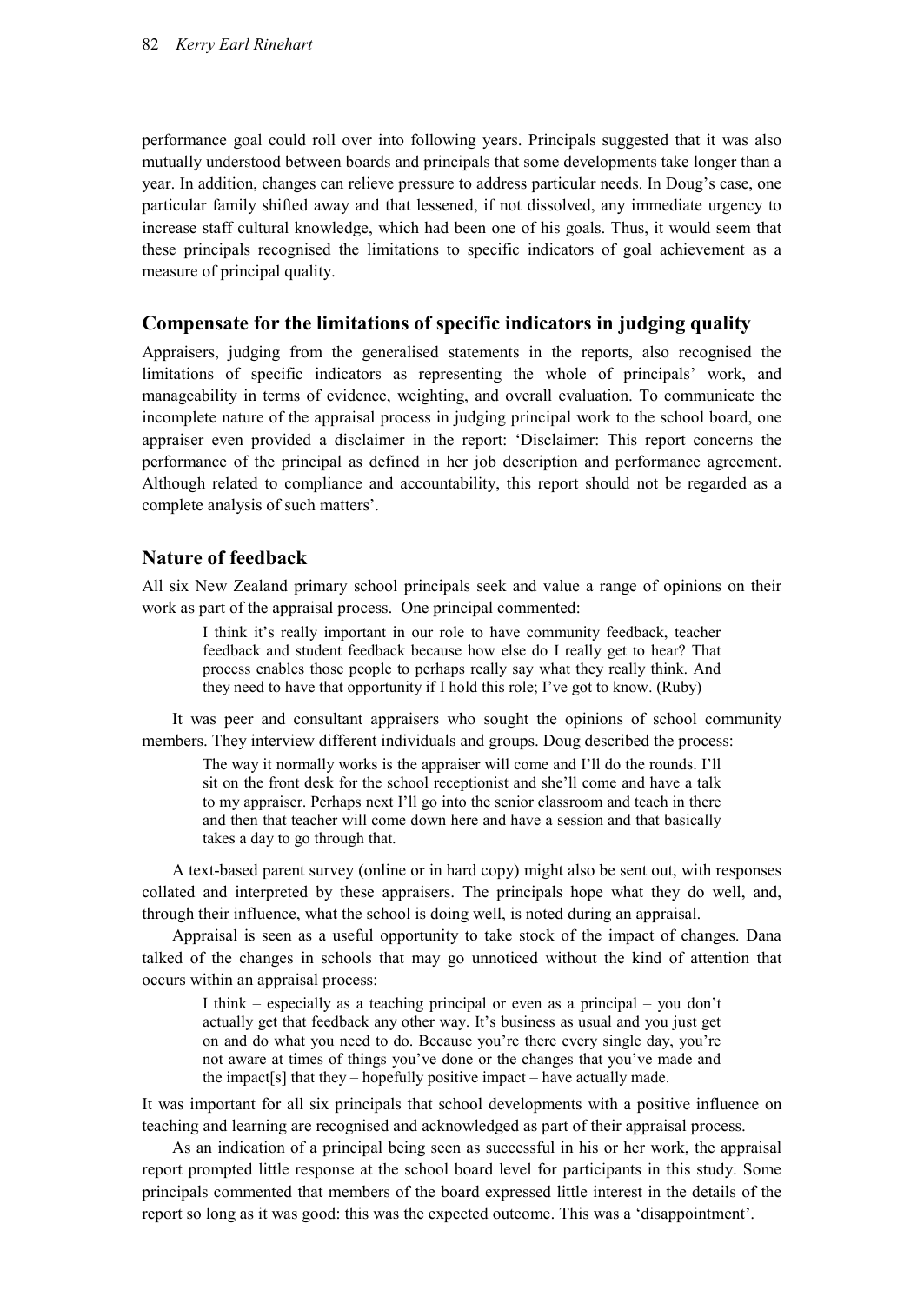performance goal could roll over into following years. Principals suggested that it was also mutually understood between boards and principals that some developments take longer than a year. In addition, changes can relieve pressure to address particular needs. In Doug's case, one particular family shifted away and that lessened, if not dissolved, any immediate urgency to increase staff cultural knowledge, which had been one of his goals. Thus, it would seem that these principals recognised the limitations to specific indicators of goal achievement as a measure of principal quality.

## Compensate for the limitations of specific indicators in judging quality

Appraisers, judging from the generalised statements in the reports, also recognised the limitations of specific indicators as representing the whole of principals' work, and manageability in terms of evidence, weighting, and overall evaluation. To communicate the incomplete nature of the appraisal process in judging principal work to the school board, one appraiser even provided a disclaimer in the report: 'Disclaimer: This report concerns the performance of the principal as defined in her job description and performance agreement. Although related to compliance and accountability, this report should not be regarded as a complete analysis of such matters'.

## Nature of feedback

All six New Zealand primary school principals seek and value a range of opinions on their work as part of the appraisal process. One principal commented:

> I think it's really important in our role to have community feedback, teacher feedback and student feedback because how else do I really get to hear? That process enables those people to perhaps really say what they really think. And they need to have that opportunity if I hold this role; I've got to know. (Ruby)

It was peer and consultant appraisers who sought the opinions of school community members. They interview different individuals and groups. Doug described the process:

> The way it normally works is the appraiser will come and I'll do the rounds. I'll sit on the front desk for the school receptionist and she'll come and have a talk to my appraiser. Perhaps next I'll go into the senior classroom and teach in there and then that teacher will come down here and have a session and that basically takes a day to go through that.

A text-based parent survey (online or in hard copy) might also be sent out, with responses collated and interpreted by these appraisers. The principals hope what they do well, and, through their influence, what the school is doing well, is noted during an appraisal.

Appraisal is seen as a useful opportunity to take stock of the impact of changes. Dana talked of the changes in schools that may go unnoticed without the kind of attention that occurs within an appraisal process:

> I think – especially as a teaching principal or even as a principal – you don't actually get that feedback any other way. It's business as usual and you just get on and do what you need to do. Because you're there every single day, you're not aware at times of things you've done or the changes that you've made and the impact[s] that they – hopefully positive impact – have actually made.

It was important for all six principals that school developments with a positive influence on teaching and learning are recognised and acknowledged as part of their appraisal process.

As an indication of a principal being seen as successful in his or her work, the appraisal report prompted little response at the school board level for participants in this study. Some principals commented that members of the board expressed little interest in the details of the report so long as it was good: this was the expected outcome. This was a 'disappointment'.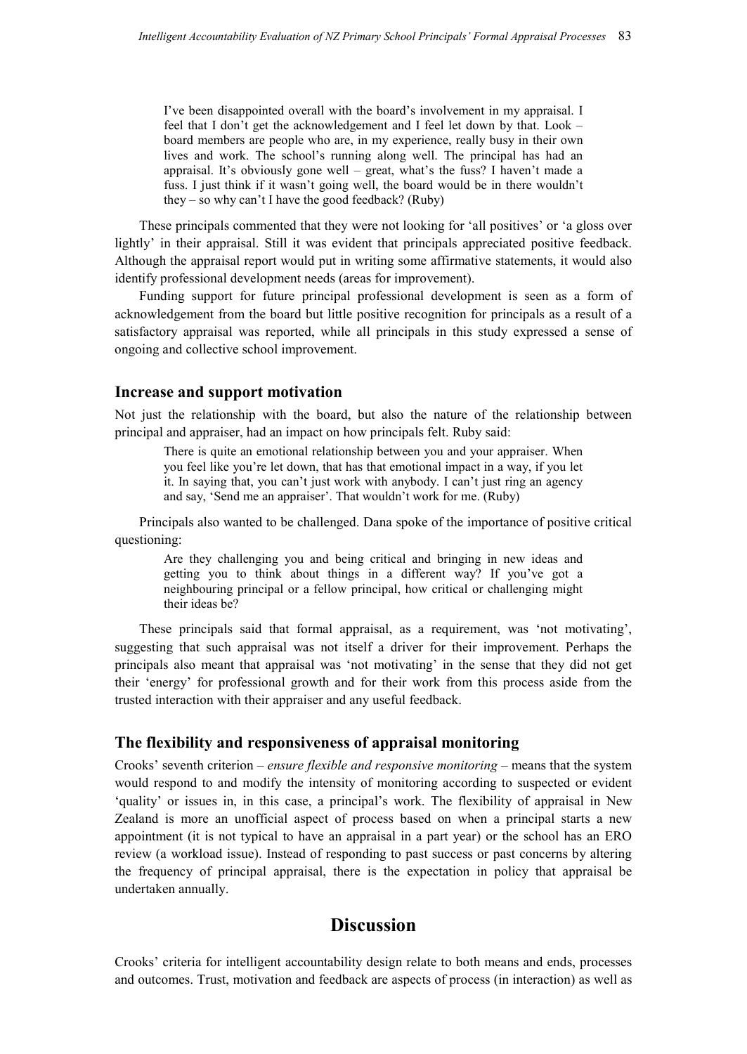> I've been disappointed overall with the board's involvement in my appraisal. I feel that I don't get the acknowledgement and I feel let down by that. Look – board members are people who are, in my experience, really busy in their own lives and work. The school's running along well. The principal has had an appraisal. It's obviously gone well – great, what's the fuss? I haven't made a fuss. I just think if it wasn't going well, the board would be in there wouldn't they – so why can't I have the good feedback? (Ruby)

These principals commented that they were not looking for 'all positives' or 'a gloss over lightly' in their appraisal. Still it was evident that principals appreciated positive feedback. Although the appraisal report would put in writing some affirmative statements, it would also identify professional development needs (areas for improvement).

Funding support for future principal professional development is seen as a form of acknowledgement from the board but little positive recognition for principals as a result of a satisfactory appraisal was reported, while all principals in this study expressed a sense of ongoing and collective school improvement.

### Increase and support motivation

Not just the relationship with the board, but also the nature of the relationship between principal and appraiser, had an impact on how principals felt. Ruby said:

> There is quite an emotional relationship between you and your appraiser. When you feel like you're let down, that has that emotional impact in a way, if you let it. In saying that, you can't just work with anybody. I can't just ring an agency and say, 'Send me an appraiser'. That wouldn't work for me. (Ruby)

Principals also wanted to be challenged. Dana spoke of the importance of positive critical questioning:

> Are they challenging you and being critical and bringing in new ideas and getting you to think about things in a different way? If you've got a neighbouring principal or a fellow principal, how critical or challenging might their ideas be?

These principals said that formal appraisal, as a requirement, was 'not motivating', suggesting that such appraisal was not itself a driver for their improvement. Perhaps the principals also meant that appraisal was 'not motivating' in the sense that they did not get their 'energy' for professional growth and for their work from this process aside from the trusted interaction with their appraiser and any useful feedback.

### The flexibility and responsiveness of appraisal monitoring

Crooks' seventh criterion – *ensure flexible and responsive monitoring* – means that the system would respond to and modify the intensity of monitoring according to suspected or evident 'quality' or issues in, in this case, a principal's work. The flexibility of appraisal in New Zealand is more an unofficial aspect of process based on when a principal starts a new appointment (it is not typical to have an appraisal in a part year) or the school has an ERO review (a workload issue). Instead of responding to past success or past concerns by altering the frequency of principal appraisal, there is the expectation in policy that appraisal be undertaken annually.

## Discussion

Crooks' criteria for intelligent accountability design relate to both means and ends, processes and outcomes. Trust, motivation and feedback are aspects of process (in interaction) as well as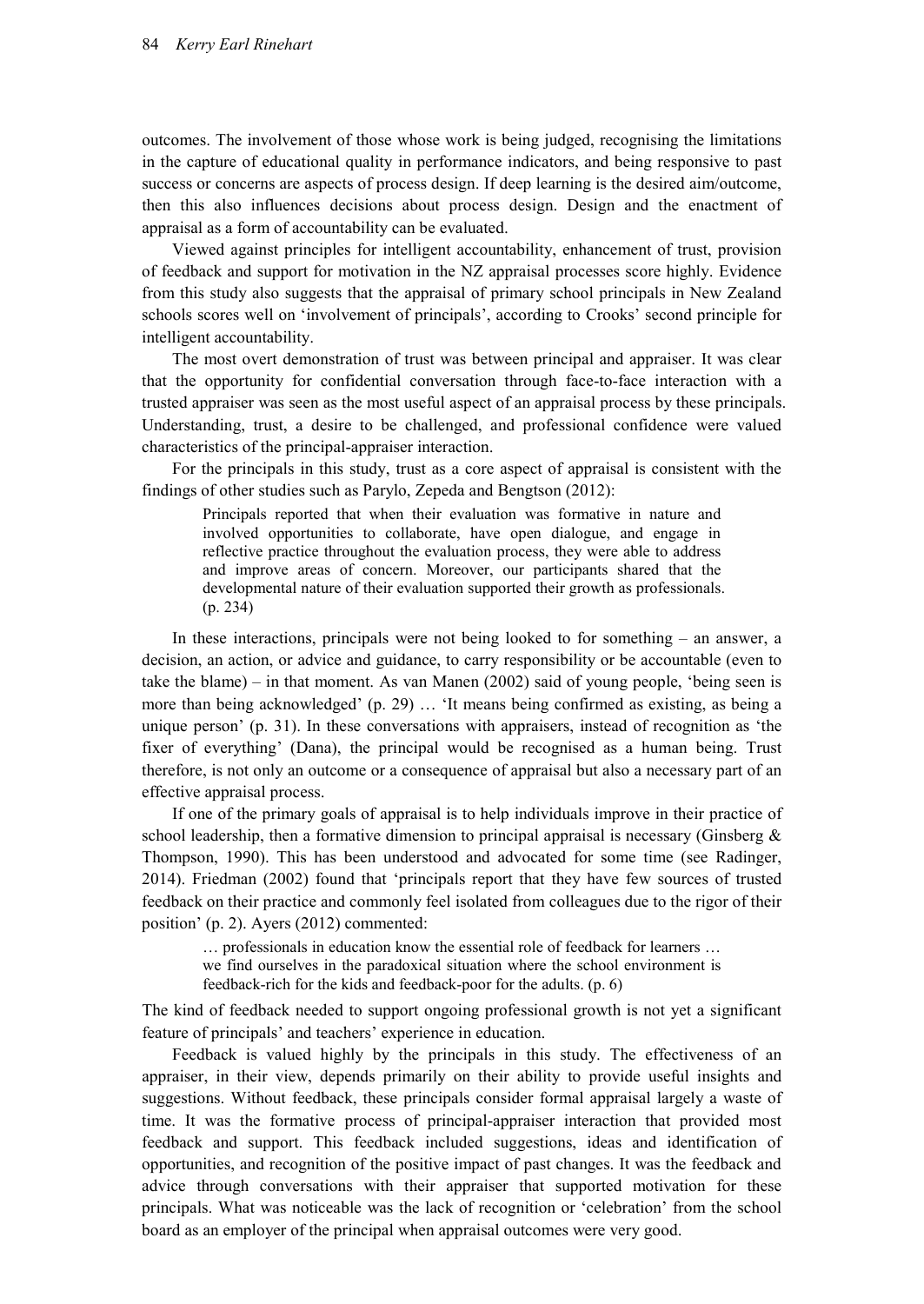outcomes. The involvement of those whose work is being judged, recognising the limitations in the capture of educational quality in performance indicators, and being responsive to past success or concerns are aspects of process design. If deep learning is the desired aim/outcome, then this also influences decisions about process design. Design and the enactment of appraisal as a form of accountability can be evaluated.

Viewed against principles for intelligent accountability, enhancement of trust, provision of feedback and support for motivation in the NZ appraisal processes score highly. Evidence from this study also suggests that the appraisal of primary school principals in New Zealand schools scores well on 'involvement of principals', according to Crooks' second principle for intelligent accountability.

The most overt demonstration of trust was between principal and appraiser. It was clear that the opportunity for confidential conversation through face-to-face interaction with a trusted appraiser was seen as the most useful aspect of an appraisal process by these principals. Understanding, trust, a desire to be challenged, and professional confidence were valued characteristics of the principal-appraiser interaction.

For the principals in this study, trust as a core aspect of appraisal is consistent with the findings of other studies such as Parylo, Zepeda and Bengtson (2012):

> Principals reported that when their evaluation was formative in nature and involved opportunities to collaborate, have open dialogue, and engage in reflective practice throughout the evaluation process, they were able to address and improve areas of concern. Moreover, our participants shared that the developmental nature of their evaluation supported their growth as professionals. (p. 234)

In these interactions, principals were not being looked to for something – an answer, a decision, an action, or advice and guidance, to carry responsibility or be accountable (even to take the blame) – in that moment. As van Manen (2002) said of young people, 'being seen is more than being acknowledged' (p. 29) … 'It means being confirmed as existing, as being a unique person' (p. 31). In these conversations with appraisers, instead of recognition as 'the fixer of everything' (Dana), the principal would be recognised as a human being. Trust therefore, is not only an outcome or a consequence of appraisal but also a necessary part of an effective appraisal process.

If one of the primary goals of appraisal is to help individuals improve in their practice of school leadership, then a formative dimension to principal appraisal is necessary (Ginsberg & Thompson, 1990). This has been understood and advocated for some time (see Radinger, 2014). Friedman (2002) found that 'principals report that they have few sources of trusted feedback on their practice and commonly feel isolated from colleagues due to the rigor of their position' (p. 2). Ayers (2012) commented:

> … professionals in education know the essential role of feedback for learners … we find ourselves in the paradoxical situation where the school environment is feedback-rich for the kids and feedback-poor for the adults. (p. 6)

The kind of feedback needed to support ongoing professional growth is not yet a significant feature of principals' and teachers' experience in education.

Feedback is valued highly by the principals in this study. The effectiveness of an appraiser, in their view, depends primarily on their ability to provide useful insights and suggestions. Without feedback, these principals consider formal appraisal largely a waste of time. It was the formative process of principal-appraiser interaction that provided most feedback and support. This feedback included suggestions, ideas and identification of opportunities, and recognition of the positive impact of past changes. It was the feedback and advice through conversations with their appraiser that supported motivation for these principals. What was noticeable was the lack of recognition or 'celebration' from the school board as an employer of the principal when appraisal outcomes were very good.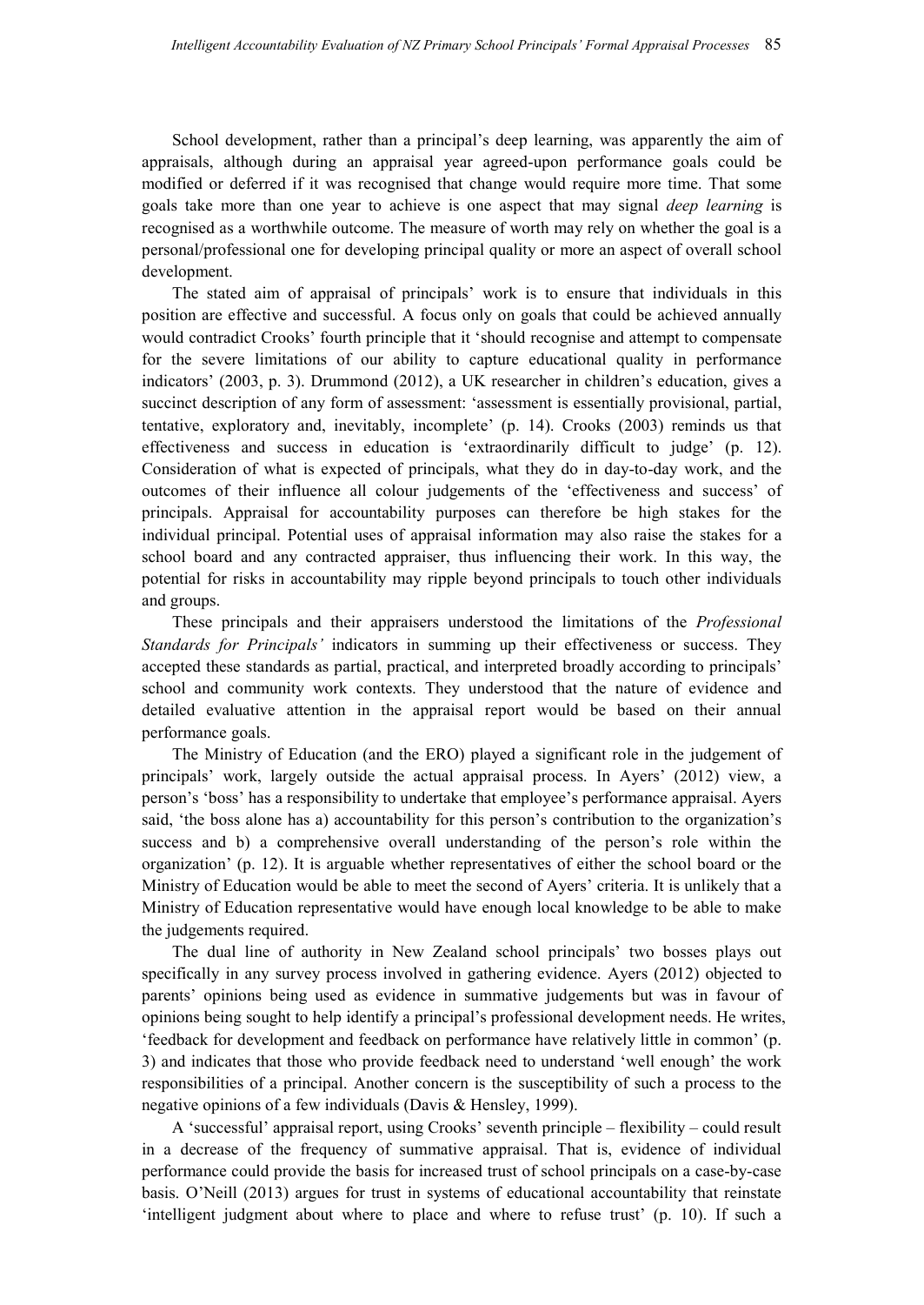School development, rather than a principal's deep learning, was apparently the aim of appraisals, although during an appraisal year agreed-upon performance goals could be modified or deferred if it was recognised that change would require more time. That some goals take more than one year to achieve is one aspect that may signal *deep learning* is recognised as a worthwhile outcome. The measure of worth may rely on whether the goal is a personal/professional one for developing principal quality or more an aspect of overall school development.

The stated aim of appraisal of principals' work is to ensure that individuals in this position are effective and successful. A focus only on goals that could be achieved annually would contradict Crooks' fourth principle that it 'should recognise and attempt to compensate for the severe limitations of our ability to capture educational quality in performance indicators' (2003, p. 3). Drummond (2012), a UK researcher in children's education, gives a succinct description of any form of assessment: 'assessment is essentially provisional, partial, tentative, exploratory and, inevitably, incomplete' (p. 14). Crooks (2003) reminds us that effectiveness and success in education is 'extraordinarily difficult to judge' (p. 12). Consideration of what is expected of principals, what they do in day-to-day work, and the outcomes of their influence all colour judgements of the 'effectiveness and success' of principals. Appraisal for accountability purposes can therefore be high stakes for the individual principal. Potential uses of appraisal information may also raise the stakes for a school board and any contracted appraiser, thus influencing their work. In this way, the potential for risks in accountability may ripple beyond principals to touch other individuals and groups.

These principals and their appraisers understood the limitations of the *Professional Standards for Principals'* indicators in summing up their effectiveness or success. They accepted these standards as partial, practical, and interpreted broadly according to principals' school and community work contexts. They understood that the nature of evidence and detailed evaluative attention in the appraisal report would be based on their annual performance goals.

The Ministry of Education (and the ERO) played a significant role in the judgement of principals' work, largely outside the actual appraisal process. In Ayers' (2012) view, a person's 'boss' has a responsibility to undertake that employee's performance appraisal. Ayers said, 'the boss alone has a) accountability for this person's contribution to the organization's success and b) a comprehensive overall understanding of the person's role within the organization' (p. 12). It is arguable whether representatives of either the school board or the Ministry of Education would be able to meet the second of Ayers' criteria. It is unlikely that a Ministry of Education representative would have enough local knowledge to be able to make the judgements required.

The dual line of authority in New Zealand school principals' two bosses plays out specifically in any survey process involved in gathering evidence. Ayers (2012) objected to parents' opinions being used as evidence in summative judgements but was in favour of opinions being sought to help identify a principal's professional development needs. He writes, 'feedback for development and feedback on performance have relatively little in common' (p. 3) and indicates that those who provide feedback need to understand 'well enough' the work responsibilities of a principal. Another concern is the susceptibility of such a process to the negative opinions of a few individuals (Davis & Hensley, 1999).

A 'successful' appraisal report, using Crooks' seventh principle – flexibility – could result in a decrease of the frequency of summative appraisal. That is, evidence of individual performance could provide the basis for increased trust of school principals on a case-by-case basis. O'Neill (2013) argues for trust in systems of educational accountability that reinstate 'intelligent judgment about where to place and where to refuse trust' (p. 10). If such a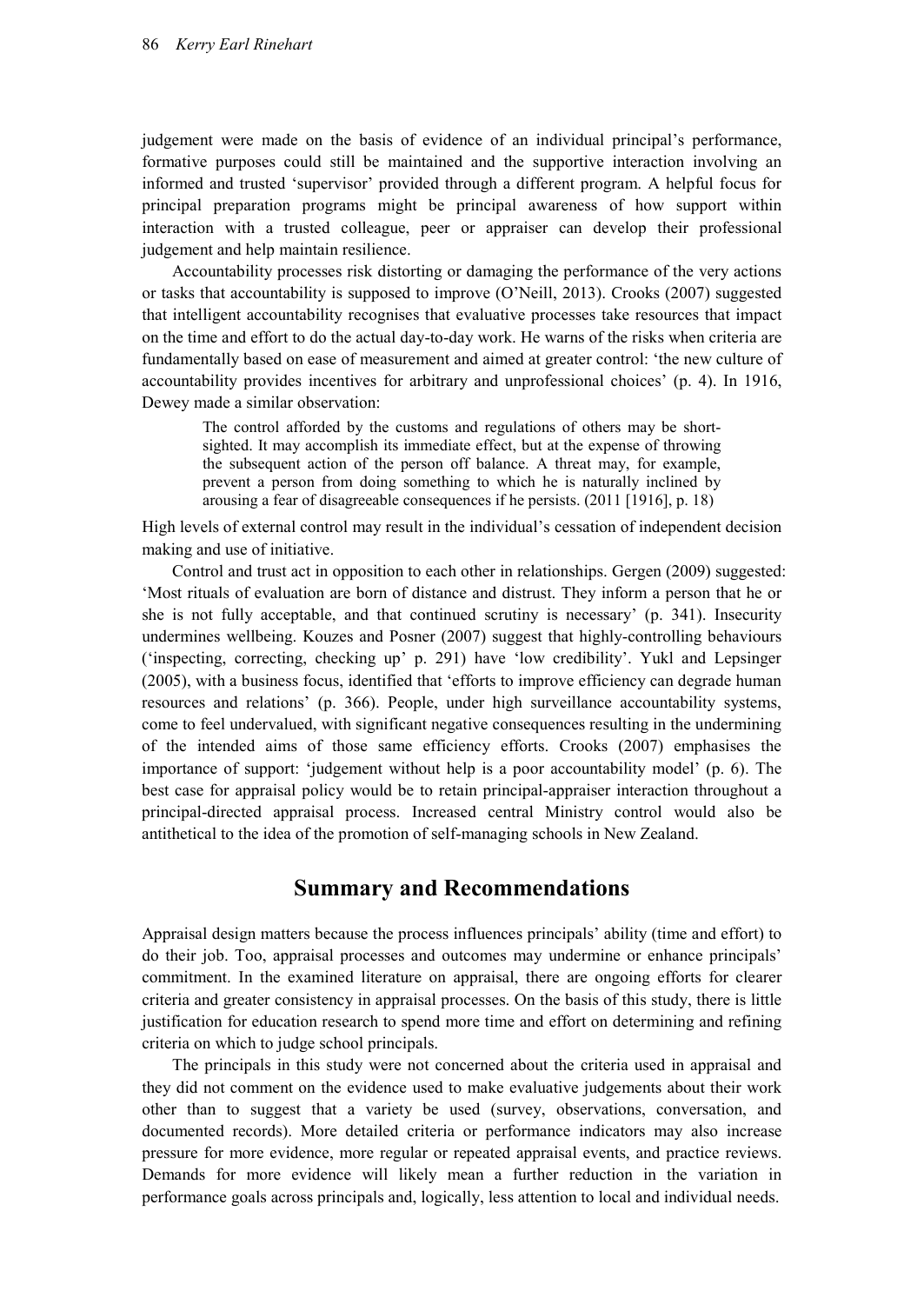judgement were made on the basis of evidence of an individual principal's performance, formative purposes could still be maintained and the supportive interaction involving an informed and trusted 'supervisor' provided through a different program. A helpful focus for principal preparation programs might be principal awareness of how support within interaction with a trusted colleague, peer or appraiser can develop their professional judgement and help maintain resilience.

Accountability processes risk distorting or damaging the performance of the very actions or tasks that accountability is supposed to improve (O'Neill, 2013). Crooks (2007) suggested that intelligent accountability recognises that evaluative processes take resources that impact on the time and effort to do the actual day-to-day work. He warns of the risks when criteria are fundamentally based on ease of measurement and aimed at greater control: 'the new culture of accountability provides incentives for arbitrary and unprofessional choices' (p. 4). In 1916, Dewey made a similar observation:

> The control afforded by the customs and regulations of others may be short-sighted. It may accomplish its immediate effect, but at the expense of throwing the subsequent action of the person off balance. A threat may, for example, prevent a person from doing something to which he is naturally inclined by arousing a fear of disagreeable consequences if he persists. (2011 [1916], p. 18)

High levels of external control may result in the individual's cessation of independent decision making and use of initiative.

Control and trust act in opposition to each other in relationships. Gergen (2009) suggested: 'Most rituals of evaluation are born of distance and distrust. They inform a person that he or she is not fully acceptable, and that continued scrutiny is necessary' (p. 341). Insecurity undermines wellbeing. Kouzes and Posner (2007) suggest that highly-controlling behaviours ('inspecting, correcting, checking up' p. 291) have 'low credibility'. Yukl and Lepsinger (2005), with a business focus, identified that 'efforts to improve efficiency can degrade human resources and relations' (p. 366). People, under high surveillance accountability systems, come to feel undervalued, with significant negative consequences resulting in the undermining of the intended aims of those same efficiency efforts. Crooks (2007) emphasises the importance of support: 'judgement without help is a poor accountability model' (p. 6). The best case for appraisal policy would be to retain principal-appraiser interaction throughout a principal-directed appraisal process. Increased central Ministry control would also be antithetical to the idea of the promotion of self-managing schools in New Zealand.

## Summary and Recommendations

Appraisal design matters because the process influences principals' ability (time and effort) to do their job. Too, appraisal processes and outcomes may undermine or enhance principals' commitment. In the examined literature on appraisal, there are ongoing efforts for clearer criteria and greater consistency in appraisal processes. On the basis of this study, there is little justification for education research to spend more time and effort on determining and refining criteria on which to judge school principals.

The principals in this study were not concerned about the criteria used in appraisal and they did not comment on the evidence used to make evaluative judgements about their work other than to suggest that a variety be used (survey, observations, conversation, and documented records). More detailed criteria or performance indicators may also increase pressure for more evidence, more regular or repeated appraisal events, and practice reviews. Demands for more evidence will likely mean a further reduction in the variation in performance goals across principals and, logically, less attention to local and individual needs.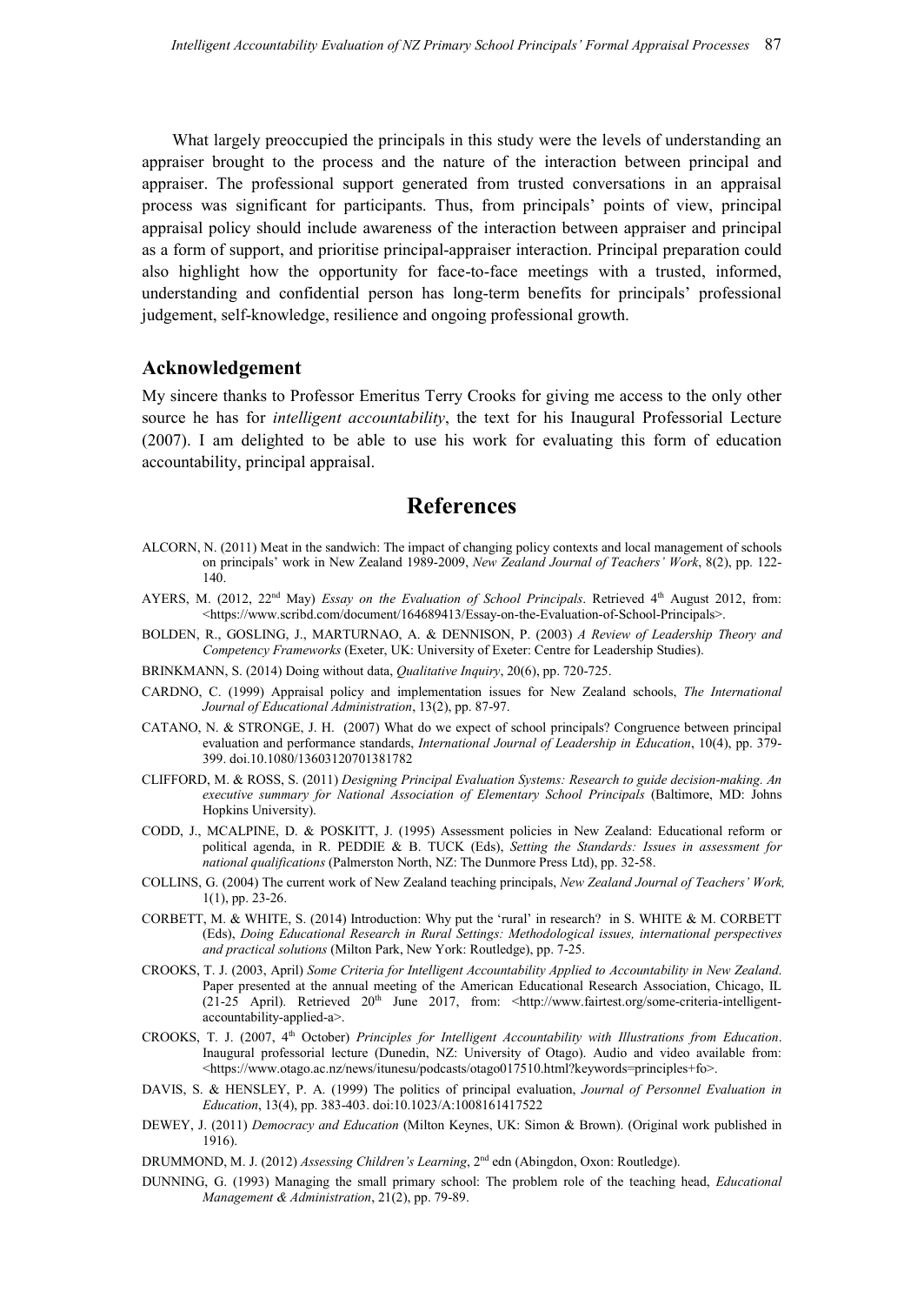What largely preoccupied the principals in this study were the levels of understanding an appraiser brought to the process and the nature of the interaction between principal and appraiser. The professional support generated from trusted conversations in an appraisal process was significant for participants. Thus, from principals' points of view, principal appraisal policy should include awareness of the interaction between appraiser and principal as a form of support, and prioritise principal-appraiser interaction. Principal preparation could also highlight how the opportunity for face-to-face meetings with a trusted, informed, understanding and confidential person has long-term benefits for principals' professional judgement, self-knowledge, resilience and ongoing professional growth.

## Acknowledgement

My sincere thanks to Professor Emeritus Terry Crooks for giving me access to the only other source he has for *intelligent accountability*, the text for his Inaugural Professorial Lecture (2007). I am delighted to be able to use his work for evaluating this form of education accountability, principal appraisal.

# References

ALCORN, N. (2011) Meat in the sandwich: The impact of changing policy contexts and local management of schools on principals' work in New Zealand 1989-2009, *New Zealand Journal of Teachers' Work*, 8(2), pp. 122-140.

AYERS, M. (2012, 22nd May) *Essay on the Evaluation of School Principals*. Retrieved 4th August 2012, from: <https://www.scribd.com/document/164689413/Essay-on-the-Evaluation-of-School-Principals>.

BOLDEN, R., GOSLING, J., MARTURNAO, A. & DENNISON, P. (2003) *A Review of Leadership Theory and Competency Frameworks* (Exeter, UK: University of Exeter: Centre for Leadership Studies).

BRINKMANN, S. (2014) Doing without data, *Qualitative Inquiry*, 20(6), pp. 720-725.

CARDNO, C. (1999) Appraisal policy and implementation issues for New Zealand schools, *The International Journal of Educational Administration*, 13(2), pp. 87-97.

CATANO, N. & STRONGE, J. H. (2007) What do we expect of school principals? Congruence between principal evaluation and performance standards, *International Journal of Leadership in Education*, 10(4), pp. 379-399. doi.10.1080/13603120701381782

CLIFFORD, M. & ROSS, S. (2011) *Designing Principal Evaluation Systems: Research to guide decision-making. An executive summary for National Association of Elementary School Principals* (Baltimore, MD: Johns Hopkins University).

CODD, J., MCALPINE, D. & POSKITT, J. (1995) Assessment policies in New Zealand: Educational reform or political agenda, in R. PEDDIE & B. TUCK (Eds), *Setting the Standards: Issues in assessment for national qualifications* (Palmerston North, NZ: The Dunmore Press Ltd), pp. 32-58.

COLLINS, G. (2004) The current work of New Zealand teaching principals, *New Zealand Journal of Teachers' Work,* 1(1), pp. 23-26.

CORBETT, M. & WHITE, S. (2014) Introduction: Why put the 'rural' in research? in S. WHITE & M. CORBETT (Eds), *Doing Educational Research in Rural Settings: Methodological issues, international perspectives and practical solutions* (Milton Park, New York: Routledge), pp. 7-25.

CROOKS, T. J. (2003, April) *Some Criteria for Intelligent Accountability Applied to Accountability in New Zealand*. Paper presented at the annual meeting of the American Educational Research Association, Chicago, IL (21-25 April). Retrieved 20th June 2017, from: <http://www.fairtest.org/some-criteria-intelligent-accountability-applied-a>.

CROOKS, T. J. (2007, 4th October) *Principles for Intelligent Accountability with Illustrations from Education*. Inaugural professorial lecture (Dunedin, NZ: University of Otago). Audio and video available from: <https://www.otago.ac.nz/news/itunesu/podcasts/otago017510.html?keywords=principles+fo>.

DAVIS, S. & HENSLEY, P. A. (1999) The politics of principal evaluation, *Journal of Personnel Evaluation in Education*, 13(4), pp. 383-403. doi:10.1023/A:1008161417522

DEWEY, J. (2011) *Democracy and Education* (Milton Keynes, UK: Simon & Brown). (Original work published in 1916).

DRUMMOND, M. J. (2012) *Assessing Children's Learning*, 2nd edn (Abingdon, Oxon: Routledge).

DUNNING, G. (1993) Managing the small primary school: The problem role of the teaching head, *Educational Management & Administration*, 21(2), pp. 79-89.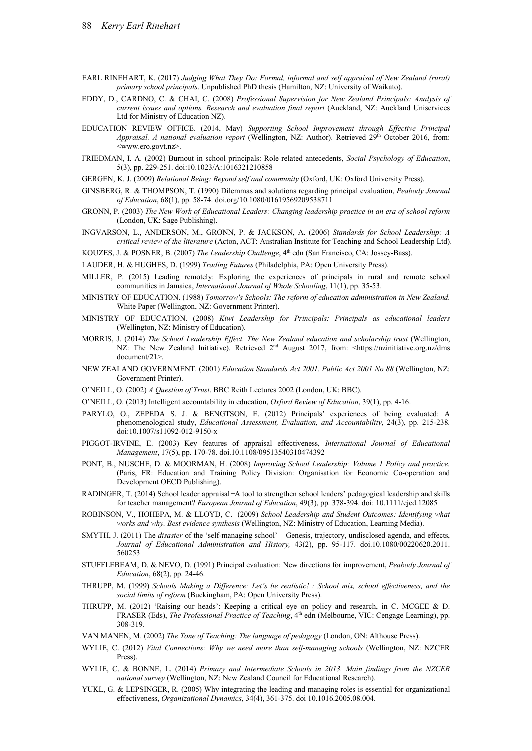EARL RINEHART, K. (2017) *Judging What They Do: Formal, informal and self appraisal of New Zealand (rural) primary school principals*. Unpublished PhD thesis (Hamilton, NZ: University of Waikato).

EDDY, D., CARDNO, C. & CHAI, C. (2008) *Professional Supervision for New Zealand Principals: Analysis of current issues and options. Research and evaluation final report* (Auckland, NZ: Auckland Uniservices Ltd for Ministry of Education NZ).

EDUCATION REVIEW OFFICE. (2014, May) *Supporting School Improvement through Effective Principal Appraisal. A national evaluation report* (Wellington, NZ: Author). Retrieved 29th October 2016, from: <www.ero.govt.nz>.

FRIEDMAN, I. A. (2002) Burnout in school principals: Role related antecedents, *Social Psychology of Education*, 5(3), pp. 229-251. doi:10.1023/A:1016321210858

GERGEN, K. J. (2009) *Relational Being: Beyond self and community* (Oxford, UK: Oxford University Press).

GINSBERG, R. & THOMPSON, T. (1990) Dilemmas and solutions regarding principal evaluation, *Peabody Journal of Education*, 68(1), pp. 58-74. doi.org/10.1080/01619569209538711

GRONN, P. (2003) *The New Work of Educational Leaders: Changing leadership practice in an era of school reform* (London, UK: Sage Publishing).

INGVARSON, L., ANDERSON, M., GRONN, P. & JACKSON, A. (2006) *Standards for School Leadership: A critical review of the literature* (Acton, ACT: Australian Institute for Teaching and School Leadership Ltd).

KOUZES, J. & POSNER, B. (2007) *The Leadership Challenge*, 4th edn (San Francisco, CA: Jossey-Bass).

LAUDER, H. & HUGHES, D. (1999) *Trading Futures* (Philadelphia, PA: Open University Press).

MILLER, P. (2015) Leading remotely: Exploring the experiences of principals in rural and remote school communities in Jamaica, *International Journal of Whole Schooling*, 11(1), pp. 35-53.

MINISTRY OF EDUCATION. (1988) *Tomorrow's Schools: The reform of education administration in New Zealand.* White Paper (Wellington, NZ: Government Printer).

MINISTRY OF EDUCATION. (2008) *Kiwi Leadership for Principals: Principals as educational leaders* (Wellington, NZ: Ministry of Education).

MORRIS, J. (2014) *The School Leadership Effect. The New Zealand education and scholarship trust* (Wellington, NZ: The New Zealand Initiative). Retrieved 2nd August 2017, from: <https://nzinitiative.org.nz/dms document/21>.

NEW ZEALAND GOVERNMENT. (2001) *Education Standards Act 2001. Public Act 2001 No 88* (Wellington, NZ: Government Printer).

O'NEILL, O. (2002) *A Question of Trust*. BBC Reith Lectures 2002 (London, UK: BBC).

O'NEILL, O. (2013) Intelligent accountability in education, *Oxford Review of Education*, 39(1), pp. 4-16.

PARYLO, O., ZEPEDA S. J. & BENGTSON, E. (2012) Principals' experiences of being evaluated: A phenomenological study, *Educational Assessment, Evaluation, and Accountability*, 24(3), pp. 215-238. doi:10.1007/s11092-012-9150-x

PIGGOT-IRVINE, E. (2003) Key features of appraisal effectiveness, *International Journal of Educational Management*, 17(5), pp. 170-78. doi.10.1108/09513540310474392

PONT, B., NUSCHE, D. & MOORMAN, H. (2008) *Improving School Leadership: Volume 1 Policy and practice.* (Paris, FR: Education and Training Policy Division: Organisation for Economic Co-operation and Development OECD Publishing).

RADINGER, T. (2014) School leader appraisal−A tool to strengthen school leaders' pedagogical leadership and skills for teacher management? *European Journal of Education*, 49(3), pp. 378-394. doi: 10.1111/ejed.12085

ROBINSON, V., HOHEPA, M. & LLOYD, C. (2009) *School Leadership and Student Outcomes: Identifying what works and why. Best evidence synthesis* (Wellington, NZ: Ministry of Education, Learning Media).

SMYTH, J. (2011) The *disaster* of the 'self-managing school' – Genesis, trajectory, undisclosed agenda, and effects, *Journal of Educational Administration and History,* 43(2), pp. 95-117. doi.10.1080/00220620.2011. 560253

STUFFLEBEAM, D. & NEVO, D. (1991) Principal evaluation: New directions for improvement, *Peabody Journal of Education*, 68(2), pp. 24-46.

THRUPP, M. (1999) *Schools Making a Difference: Let's be realistic! : School mix, school effectiveness, and the social limits of reform* (Buckingham, PA: Open University Press).

THRUPP, M. (2012) 'Raising our heads': Keeping a critical eye on policy and research, in C. MCGEE & D. FRASER (Eds), *The Professional Practice of Teaching*, 4th edn (Melbourne, VIC: Cengage Learning), pp. 308-319.

VAN MANEN, M. (2002) *The Tone of Teaching: The language of pedagogy* (London, ON: Althouse Press).

WYLIE, C. (2012) *Vital Connections: Why we need more than self-managing schools* (Wellington, NZ: NZCER Press).

WYLIE, C. & BONNE, L. (2014) *Primary and Intermediate Schools in 2013. Main findings from the NZCER national survey* (Wellington, NZ: New Zealand Council for Educational Research).

YUKL, G. & LEPSINGER, R. (2005) Why integrating the leading and managing roles is essential for organizational effectiveness, *Organizational Dynamics*, 34(4), 361-375. doi 10.1016.2005.08.004.